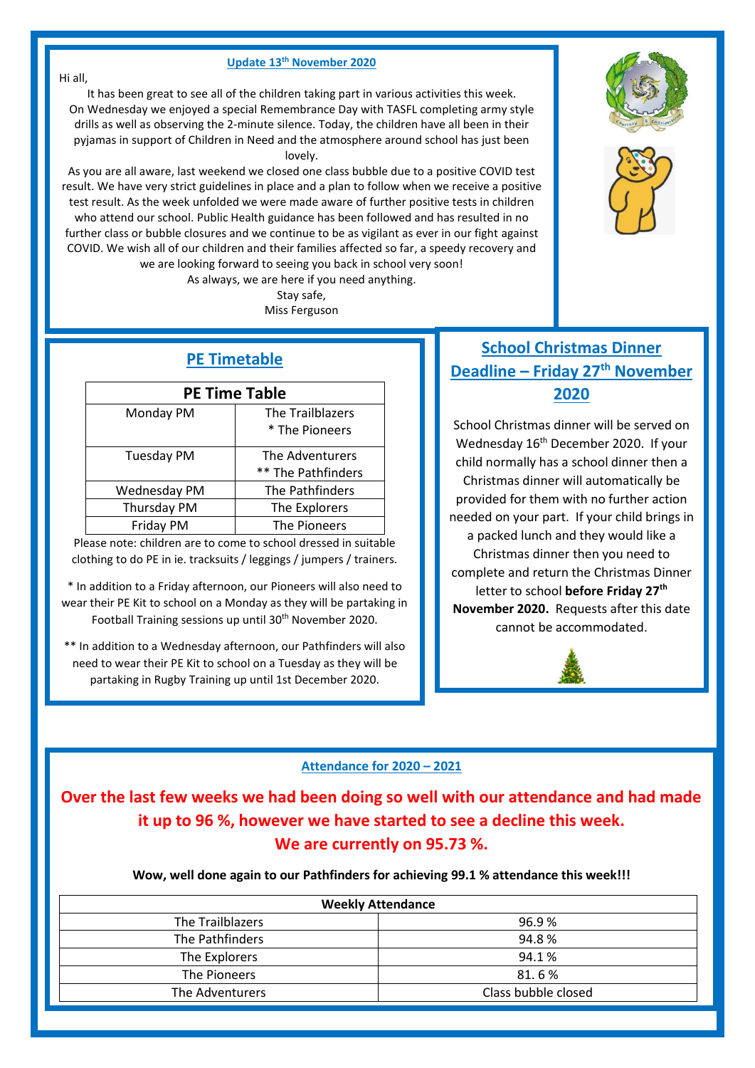## Update 13th November 2020

Hi all,

It has been great to see all of the children taking part in various activities this week. On Wednesday we enjoyed a special Remembrance Day with TASFL completing army style drills as well as observing the 2-minute silence. Today, the children have all been in their pyjamas in support of Children in Need and the atmosphere around school has just been lovely.

As you are all aware, last weekend we closed one class bubble due to a positive COVID test result. We have very strict guidelines in place and a plan to follow when we receive a positive test result. As the week unfolded we were made aware of further positive tests in children who attend our school. Public Health guidance has been followed and has resulted in no further class or bubble closures and we continue to be as vigilant as ever in our fight against COVID. We wish all of our children and their families affected so far, a speedy recovery and we are looking forward to seeing you back in school very soon!

As always, we are here if you need anything.

Stay safe,

Miss Ferguson

## PE Timetable

| PE Time Table | |
|---|---|
| Monday PM | The Trailblazers<br>* The Pioneers |
| Tuesday PM | The Adventurers<br>** The Pathfinders |
| Wednesday PM | The Pathfinders |
| Thursday PM | The Explorers |
| Friday PM | The Pioneers |

Please note: children are to come to school dressed in suitable clothing to do PE in ie. tracksuits / leggings / jumpers / trainers.

* In addition to a Friday afternoon, our Pioneers will also need to wear their PE Kit to school on a Monday as they will be partaking in Football Training sessions up until 30th November 2020.

** In addition to a Wednesday afternoon, our Pathfinders will also need to wear their PE Kit to school on a Tuesday as they will be partaking in Rugby Training up until 1st December 2020.

## School Christmas Dinner Deadline – Friday 27th November 2020

School Christmas dinner will be served on Wednesday 16th December 2020. If your child normally has a school dinner then a Christmas dinner will automatically be provided for them with no further action needed on your part. If your child brings in a packed lunch and they would like a Christmas dinner then you need to complete and return the Christmas Dinner letter to school **before Friday 27th November 2020.** Requests after this date cannot be accommodated.

## Attendance for 2020 – 2021

**Over the last few weeks we had been doing so well with our attendance and had made it up to 96 %, however we have started to see a decline this week.**

**We are currently on 95.73 %.**

**Wow, well done again to our Pathfinders for achieving 99.1 % attendance this week!!!**

| Weekly Attendance | |
|---|---|
| The Trailblazers | 96.9 % |
| The Pathfinders | 94.8 % |
| The Explorers | 94.1 % |
| The Pioneers | 81. 6 % |
| The Adventurers | Class bubble closed |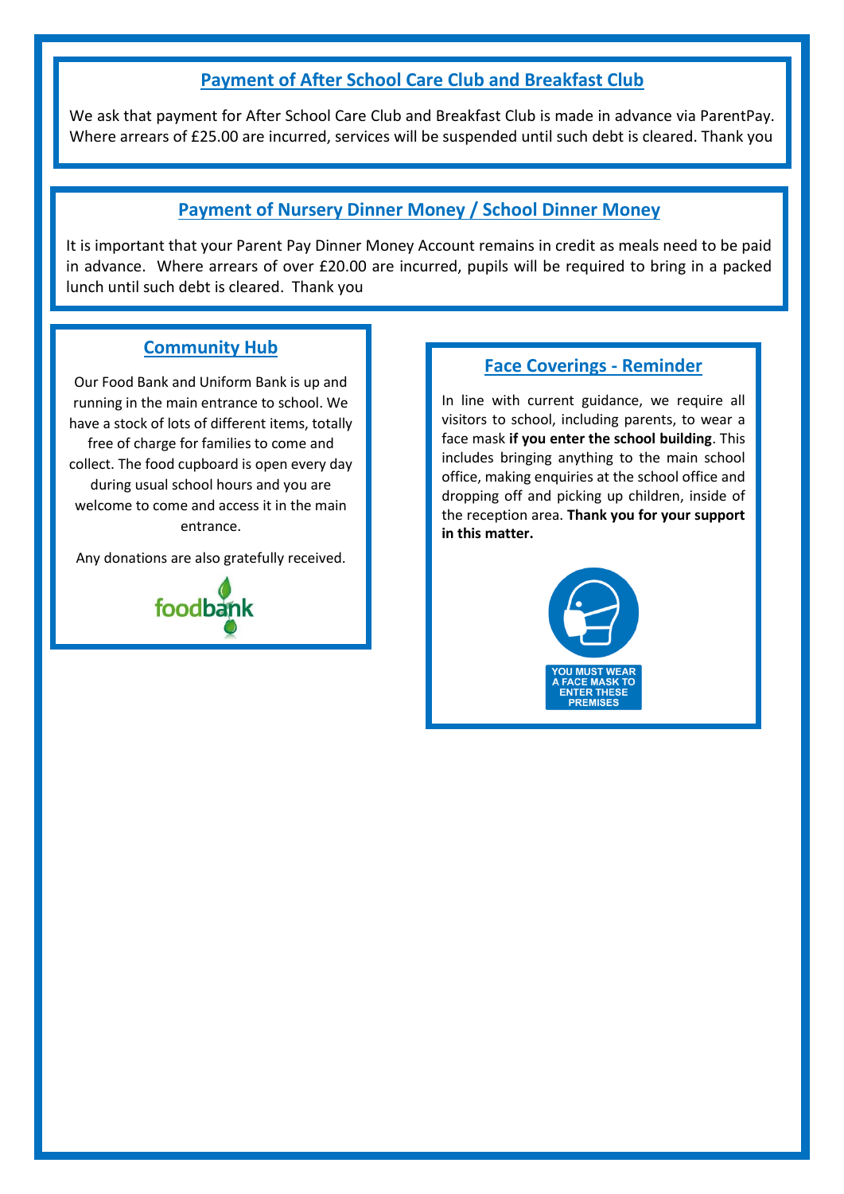## Payment of After School Care Club and Breakfast Club

We ask that payment for After School Care Club and Breakfast Club is made in advance via ParentPay. Where arrears of £25.00 are incurred, services will be suspended until such debt is cleared. Thank you

## Payment of Nursery Dinner Money / School Dinner Money

It is important that your Parent Pay Dinner Money Account remains in credit as meals need to be paid in advance. Where arrears of over £20.00 are incurred, pupils will be required to bring in a packed lunch until such debt is cleared. Thank you

## Community Hub

Our Food Bank and Uniform Bank is up and running in the main entrance to school. We have a stock of lots of different items, totally free of charge for families to come and collect. The food cupboard is open every day during usual school hours and you are welcome to come and access it in the main entrance.

Any donations are also gratefully received.

foodbank

## Face Coverings - Reminder

In line with current guidance, we require all visitors to school, including parents, to wear a face mask **if you enter the school building**. This includes bringing anything to the main school office, making enquiries at the school office and dropping off and picking up children, inside of the reception area. **Thank you for your support in this matter.**

YOU MUST WEAR A FACE MASK TO ENTER THESE PREMISES